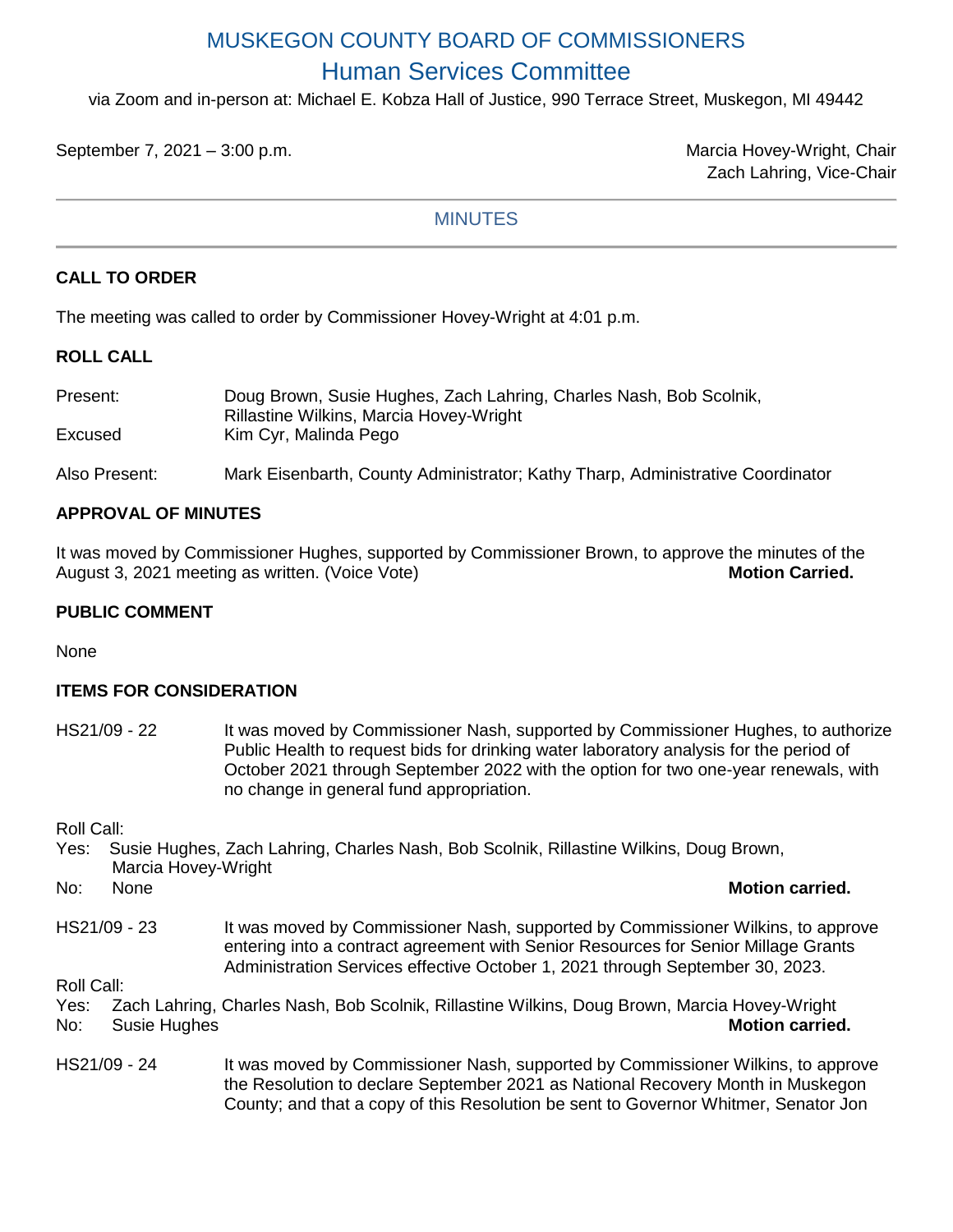# MUSKEGON COUNTY BOARD OF COMMISSIONERS

## Human Services Committee

via Zoom and in-person at: Michael E. Kobza Hall of Justice, 990 Terrace Street, Muskegon, MI 49442

September 7, 2021 – 3:00 p.m.

Marcia Hovey-Wright, Chair
Zach Lahring, Vice-Chair

---

MINUTES

---

### CALL TO ORDER

The meeting was called to order by Commissioner Hovey-Wright at 4:01 p.m.

### ROLL CALL

Present: Doug Brown, Susie Hughes, Zach Lahring, Charles Nash, Bob Scolnik, Rillastine Wilkins, Marcia Hovey-Wright

Excused: Kim Cyr, Malinda Pego

Also Present: Mark Eisenbarth, County Administrator; Kathy Tharp, Administrative Coordinator

### APPROVAL OF MINUTES

It was moved by Commissioner Hughes, supported by Commissioner Brown, to approve the minutes of the August 3, 2021 meeting as written. (Voice Vote) **Motion Carried.**

### PUBLIC COMMENT

None

### ITEMS FOR CONSIDERATION

HS21/09 - 22 It was moved by Commissioner Nash, supported by Commissioner Hughes, to authorize Public Health to request bids for drinking water laboratory analysis for the period of October 2021 through September 2022 with the option for two one-year renewals, with no change in general fund appropriation.

Roll Call:
Yes: Susie Hughes, Zach Lahring, Charles Nash, Bob Scolnik, Rillastine Wilkins, Doug Brown, Marcia Hovey-Wright
No: None **Motion carried.**

HS21/09 - 23 It was moved by Commissioner Nash, supported by Commissioner Wilkins, to approve entering into a contract agreement with Senior Resources for Senior Millage Grants Administration Services effective October 1, 2021 through September 30, 2023.

Roll Call:
Yes: Zach Lahring, Charles Nash, Bob Scolnik, Rillastine Wilkins, Doug Brown, Marcia Hovey-Wright
No: Susie Hughes **Motion carried.**

HS21/09 - 24 It was moved by Commissioner Nash, supported by Commissioner Wilkins, to approve the Resolution to declare September 2021 as National Recovery Month in Muskegon County; and that a copy of this Resolution be sent to Governor Whitmer, Senator Jon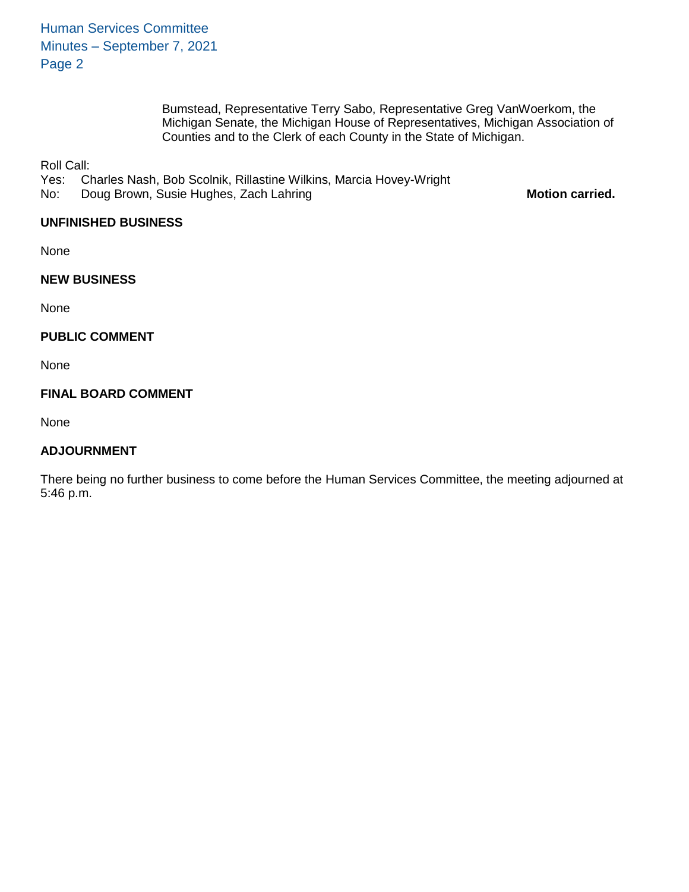Bumstead, Representative Terry Sabo, Representative Greg VanWoerkom, the Michigan Senate, the Michigan House of Representatives, Michigan Association of Counties and to the Clerk of each County in the State of Michigan.

Roll Call:
Yes: Charles Nash, Bob Scolnik, Rillastine Wilkins, Marcia Hovey-Wright
No: Doug Brown, Susie Hughes, Zach Lahring **Motion carried.**

**UNFINISHED BUSINESS**

None

**NEW BUSINESS**

None

**PUBLIC COMMENT**

None

**FINAL BOARD COMMENT**

None

**ADJOURNMENT**

There being no further business to come before the Human Services Committee, the meeting adjourned at 5:46 p.m.